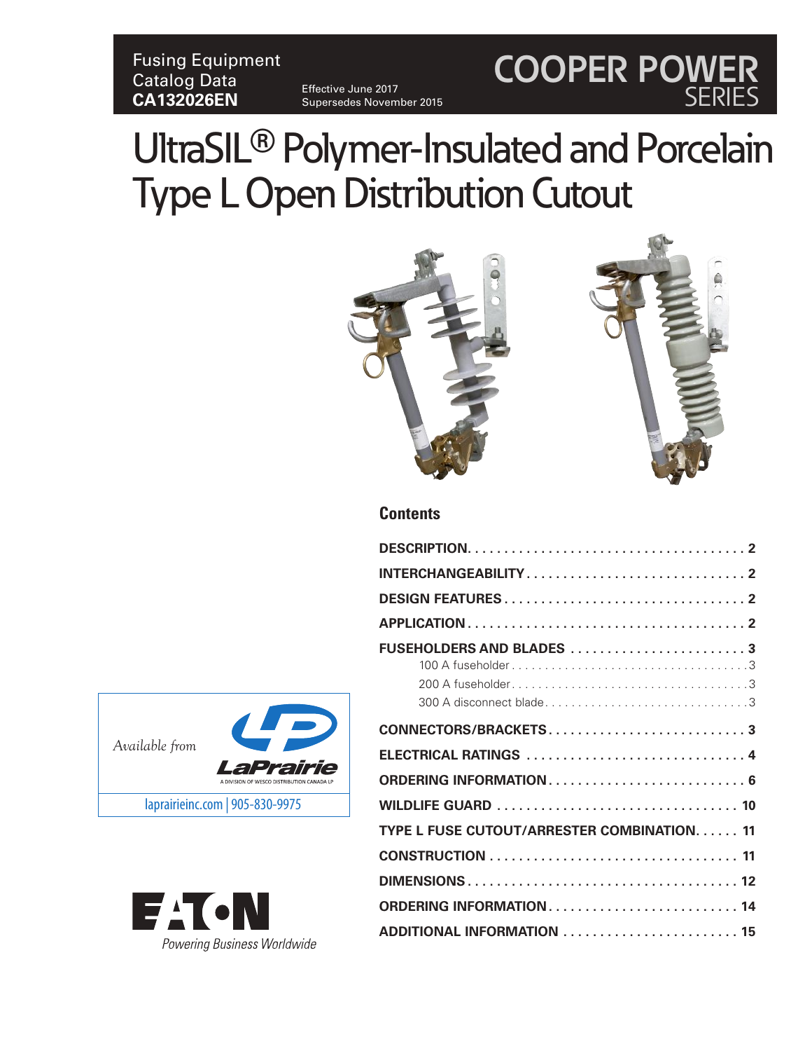Fusing Equipment
Catalog Data
**CA132026EN**

Effective June 2017
Supersedes November 2015

COOPER POWER SERIES

# UltraSIL® Polymer-Insulated and Porcelain Type L Open Distribution Cutout

## Contents

| | |
|---|---|
| **DESCRIPTION** | **2** |
| **INTERCHANGEABILITY** | **2** |
| **DESIGN FEATURES** | **2** |
| **APPLICATION** | **2** |
| **FUSEHOLDERS AND BLADES** | **3** |
| 100 A fuseholder | 3 |
| 200 A fuseholder | 3 |
| 300 A disconnect blade | 3 |
| **CONNECTORS/BRACKETS** | **3** |
| **ELECTRICAL RATINGS** | **4** |
| **ORDERING INFORMATION** | **6** |
| **WILDLIFE GUARD** | **10** |
| **TYPE L FUSE CUTOUT/ARRESTER COMBINATION** | **11** |
| **CONSTRUCTION** | **11** |
| **DIMENSIONS** | **12** |
| **ORDERING INFORMATION** | **14** |
| **ADDITIONAL INFORMATION** | **15** |

*Available from* LaPrairie
A DIVISION OF WESCO DISTRIBUTION CANADA LP
laprairieinc.com | 905-830-9975

EATON
*Powering Business Worldwide*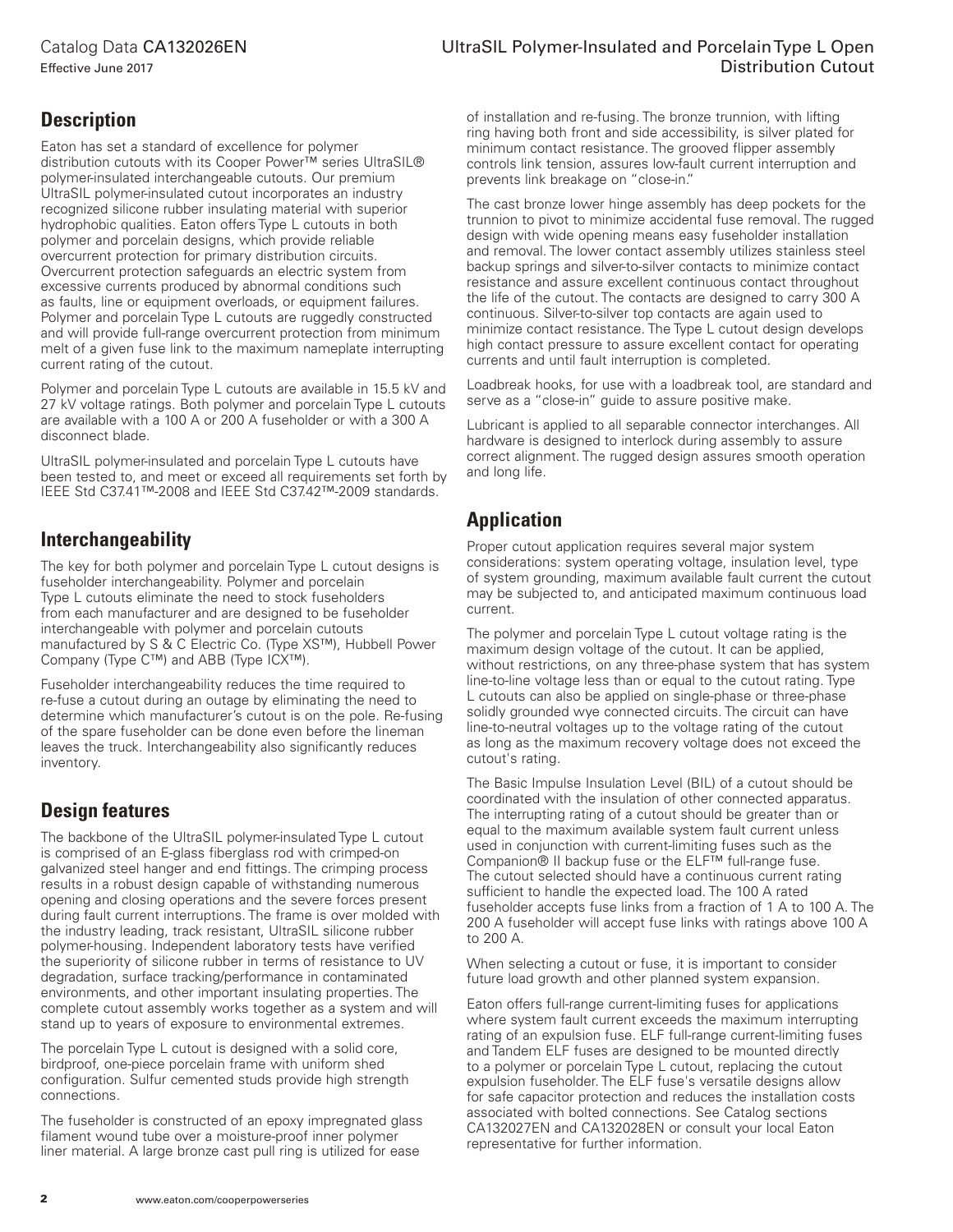## Description

Eaton has set a standard of excellence for polymer distribution cutouts with its Cooper Power™ series UltraSIL® polymer-insulated interchangeable cutouts. Our premium UltraSIL polymer-insulated cutout incorporates an industry recognized silicone rubber insulating material with superior hydrophobic qualities. Eaton offers Type L cutouts in both polymer and porcelain designs, which provide reliable overcurrent protection for primary distribution circuits. Overcurrent protection safeguards an electric system from excessive currents produced by abnormal conditions such as faults, line or equipment overloads, or equipment failures. Polymer and porcelain Type L cutouts are ruggedly constructed and will provide full-range overcurrent protection from minimum melt of a given fuse link to the maximum nameplate interrupting current rating of the cutout.

Polymer and porcelain Type L cutouts are available in 15.5 kV and 27 kV voltage ratings. Both polymer and porcelain Type L cutouts are available with a 100 A or 200 A fuseholder or with a 300 A disconnect blade.

UltraSIL polymer-insulated and porcelain Type L cutouts have been tested to, and meet or exceed all requirements set forth by IEEE Std C37.41™-2008 and IEEE Std C37.42™-2009 standards.

## Interchangeability

The key for both polymer and porcelain Type L cutout designs is fuseholder interchangeability. Polymer and porcelain Type L cutouts eliminate the need to stock fuseholders from each manufacturer and are designed to be fuseholder interchangeable with polymer and porcelain cutouts manufactured by S & C Electric Co. (Type XS™), Hubbell Power Company (Type C™) and ABB (Type ICX™).

Fuseholder interchangeability reduces the time required to re-fuse a cutout during an outage by eliminating the need to determine which manufacturer's cutout is on the pole. Re-fusing of the spare fuseholder can be done even before the lineman leaves the truck. Interchangeability also significantly reduces inventory.

## Design features

The backbone of the UltraSIL polymer-insulated Type L cutout is comprised of an E-glass fiberglass rod with crimped-on galvanized steel hanger and end fittings. The crimping process results in a robust design capable of withstanding numerous opening and closing operations and the severe forces present during fault current interruptions. The frame is over molded with the industry leading, track resistant, UltraSIL silicone rubber polymer-housing. Independent laboratory tests have verified the superiority of silicone rubber in terms of resistance to UV degradation, surface tracking/performance in contaminated environments, and other important insulating properties. The complete cutout assembly works together as a system and will stand up to years of exposure to environmental extremes.

The porcelain Type L cutout is designed with a solid core, birdproof, one-piece porcelain frame with uniform shed configuration. Sulfur cemented studs provide high strength connections.

The fuseholder is constructed of an epoxy impregnated glass filament wound tube over a moisture-proof inner polymer liner material. A large bronze cast pull ring is utilized for ease of installation and re-fusing. The bronze trunnion, with lifting ring having both front and side accessibility, is silver plated for minimum contact resistance. The grooved flipper assembly controls link tension, assures low-fault current interruption and prevents link breakage on "close-in."

The cast bronze lower hinge assembly has deep pockets for the trunnion to pivot to minimize accidental fuse removal. The rugged design with wide opening means easy fuseholder installation and removal. The lower contact assembly utilizes stainless steel backup springs and silver-to-silver contacts to minimize contact resistance and assure excellent continuous contact throughout the life of the cutout. The contacts are designed to carry 300 A continuous. Silver-to-silver top contacts are again used to minimize contact resistance. The Type L cutout design develops high contact pressure to assure excellent contact for operating currents and until fault interruption is completed.

Loadbreak hooks, for use with a loadbreak tool, are standard and serve as a "close-in" guide to assure positive make.

Lubricant is applied to all separable connector interchanges. All hardware is designed to interlock during assembly to assure correct alignment. The rugged design assures smooth operation and long life.

## Application

Proper cutout application requires several major system considerations: system operating voltage, insulation level, type of system grounding, maximum available fault current the cutout may be subjected to, and anticipated maximum continuous load current.

The polymer and porcelain Type L cutout voltage rating is the maximum design voltage of the cutout. It can be applied, without restrictions, on any three-phase system that has system line-to-line voltage less than or equal to the cutout rating. Type L cutouts can also be applied on single-phase or three-phase solidly grounded wye connected circuits. The circuit can have line-to-neutral voltages up to the voltage rating of the cutout as long as the maximum recovery voltage does not exceed the cutout's rating.

The Basic Impulse Insulation Level (BIL) of a cutout should be coordinated with the insulation of other connected apparatus. The interrupting rating of a cutout should be greater than or equal to the maximum available system fault current unless used in conjunction with current-limiting fuses such as the Companion® II backup fuse or the ELF™ full-range fuse. The cutout selected should have a continuous current rating sufficient to handle the expected load. The 100 A rated fuseholder accepts fuse links from a fraction of 1 A to 100 A. The 200 A fuseholder will accept fuse links with ratings above 100 A to 200 A.

When selecting a cutout or fuse, it is important to consider future load growth and other planned system expansion.

Eaton offers full-range current-limiting fuses for applications where system fault current exceeds the maximum interrupting rating of an expulsion fuse. ELF full-range current-limiting fuses and Tandem ELF fuses are designed to be mounted directly to a polymer or porcelain Type L cutout, replacing the cutout expulsion fuseholder. The ELF fuse's versatile designs allow for safe capacitor protection and reduces the installation costs associated with bolted connections. See Catalog sections CA132027EN and CA132028EN or consult your local Eaton representative for further information.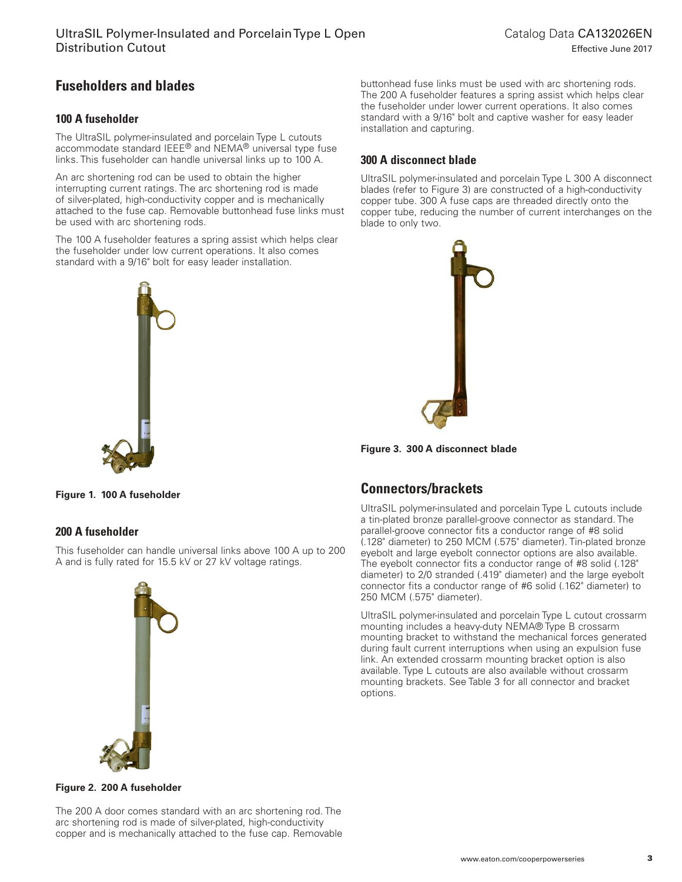## Fuseholders and blades

### 100 A fuseholder

The UltraSIL polymer-insulated and porcelain Type L cutouts accommodate standard IEEE® and NEMA® universal type fuse links. This fuseholder can handle universal links up to 100 A.

An arc shortening rod can be used to obtain the higher interrupting current ratings. The arc shortening rod is made of silver-plated, high-conductivity copper and is mechanically attached to the fuse cap. Removable buttonhead fuse links must be used with arc shortening rods.

The 100 A fuseholder features a spring assist which helps clear the fuseholder under low current operations. It also comes standard with a 9/16" bolt for easy leader installation.

**Figure 1. 100 A fuseholder**

### 200 A fuseholder

This fuseholder can handle universal links above 100 A up to 200 A and is fully rated for 15.5 kV or 27 kV voltage ratings.

**Figure 2. 200 A fuseholder**

The 200 A door comes standard with an arc shortening rod. The arc shortening rod is made of silver-plated, high-conductivity copper and is mechanically attached to the fuse cap. Removable buttonhead fuse links must be used with arc shortening rods. The 200 A fuseholder features a spring assist which helps clear the fuseholder under lower current operations. It also comes standard with a 9/16" bolt and captive washer for easy leader installation and capturing.

### 300 A disconnect blade

UltraSIL polymer-insulated and porcelain Type L 300 A disconnect blades (refer to Figure 3) are constructed of a high-conductivity copper tube. 300 A fuse caps are threaded directly onto the copper tube, reducing the number of current interchanges on the blade to only two.

**Figure 3. 300 A disconnect blade**

## Connectors/brackets

UltraSIL polymer-insulated and porcelain Type L cutouts include a tin-plated bronze parallel-groove connector as standard. The parallel-groove connector fits a conductor range of #8 solid (.128" diameter) to 250 MCM (.575" diameter). Tin-plated bronze eyebolt and large eyebolt connector options are also available. The eyebolt connector fits a conductor range of #8 solid (.128" diameter) to 2/0 stranded (.419" diameter) and the large eyebolt connector fits a conductor range of #6 solid (.162" diameter) to 250 MCM (.575" diameter).

UltraSIL polymer-insulated and porcelain Type L cutout crossarm mounting includes a heavy-duty NEMA® Type B crossarm mounting bracket to withstand the mechanical forces generated during fault current interruptions when using an expulsion fuse link. An extended crossarm mounting bracket option is also available. Type L cutouts are also available without crossarm mounting brackets. See Table 3 for all connector and bracket options.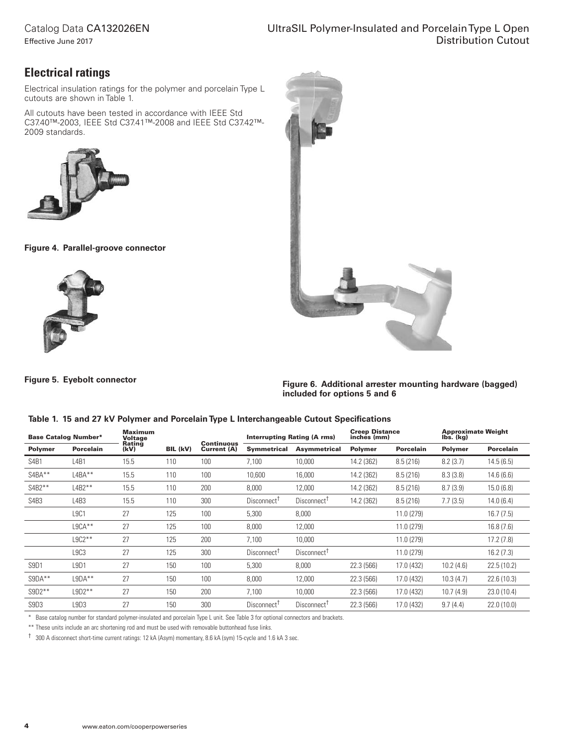## Electrical ratings

Electrical insulation ratings for the polymer and porcelain Type L cutouts are shown in Table 1.

All cutouts have been tested in accordance with IEEE Std C37.40™-2003, IEEE Std C37.41™-2008 and IEEE Std C37.42™-2009 standards.

**Figure 4. Parallel-groove connector**

**Figure 5. Eyebolt connector**

**Figure 6. Additional arrester mounting hardware (bagged) included for options 5 and 6**

**Table 1. 15 and 27 kV Polymer and Porcelain Type L Interchangeable Cutout Specifications**

| Base Catalog Number* | | Maximum Voltage Rating (kV) | BIL (kV) | Continuous Current (A) | Interrupting Rating (A rms) | | Creep Distance inches (mm) | | Approximate Weight lbs. (kg) | |
|---|---|---|---|---|---|---|---|---|---|---|
| **Polymer** | **Porcelain** | | | | **Symmetrical** | **Asymmetrical** | **Polymer** | **Porcelain** | **Polymer** | **Porcelain** |
| S4B1 | L4B1 | 15.5 | 110 | 100 | 7,100 | 10,000 | 14.2 (362) | 8.5 (216) | 8.2 (3.7) | 14.5 (6.5) |
| S4BA** | L4BA** | 15.5 | 110 | 100 | 10,600 | 16,000 | 14.2 (362) | 8.5 (216) | 8.3 (3.8) | 14.6 (6.6) |
| S4B2** | L4B2** | 15.5 | 110 | 200 | 8,000 | 12,000 | 14.2 (362) | 8.5 (216) | 8.7 (3.9) | 15.0 (6.8) |
| S4B3 | L4B3 | 15.5 | 110 | 300 | Disconnect† | Disconnect† | 14.2 (362) | 8.5 (216) | 7.7 (3.5) | 14.0 (6.4) |
| | L9C1 | 27 | 125 | 100 | 5,300 | 8,000 | | 11.0 (279) | | 16.7 (7.5) |
| | L9CA** | 27 | 125 | 100 | 8,000 | 12,000 | | 11.0 (279) | | 16.8 (7.6) |
| | L9C2** | 27 | 125 | 200 | 7,100 | 10,000 | | 11.0 (279) | | 17.2 (7.8) |
| | L9C3 | 27 | 125 | 300 | Disconnect† | Disconnect† | | 11.0 (279) | | 16.2 (7.3) |
| S9D1 | L9D1 | 27 | 150 | 100 | 5,300 | 8,000 | 22.3 (566) | 17.0 (432) | 10.2 (4.6) | 22.5 (10.2) |
| S9DA** | L9DA** | 27 | 150 | 100 | 8,000 | 12,000 | 22.3 (566) | 17.0 (432) | 10.3 (4.7) | 22.6 (10.3) |
| S9D2** | L9D2** | 27 | 150 | 200 | 7,100 | 10,000 | 22.3 (566) | 17.0 (432) | 10.7 (4.9) | 23.0 (10.4) |
| S9D3 | L9D3 | 27 | 150 | 300 | Disconnect† | Disconnect† | 22.3 (566) | 17.0 (432) | 9.7 (4.4) | 22.0 (10.0) |

\* Base catalog number for standard polymer-insulated and porcelain Type L unit. See Table 3 for optional connectors and brackets.

** These units include an arc shortening rod and must be used with removable buttonhead fuse links.

† 300 A disconnect short-time current ratings: 12 kA (Asym) momentary, 8.6 kA (sym) 15-cycle and 1.6 kA 3 sec.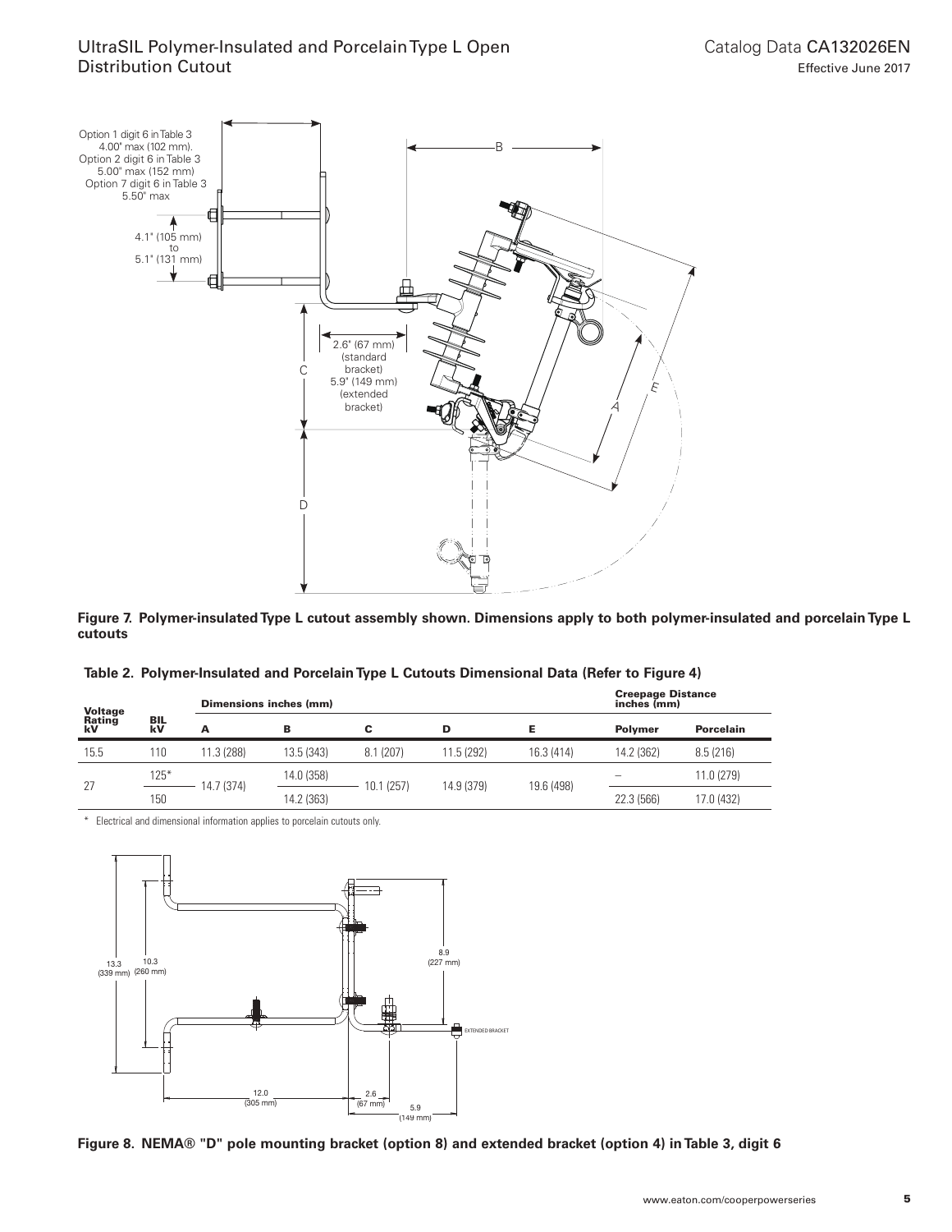Option 1 digit 6 in Table 3 4.00" max (102 mm). Option 2 digit 6 in Table 3 5.00" max (152 mm) Option 7 digit 6 in Table 3 5.50" max

4.1" (105 mm) to 5.1" (131 mm)

2.6" (67 mm) (standard bracket) 5.9" (149 mm) (extended bracket)

**Figure 7. Polymer-insulated Type L cutout assembly shown. Dimensions apply to both polymer-insulated and porcelain Type L cutouts**

**Table 2. Polymer-Insulated and Porcelain Type L Cutouts Dimensional Data (Refer to Figure 4)**

| Voltage Rating kV | BIL kV | Dimensions inches (mm) | | | | | Creepage Distance inches (mm) | |
|---|---|---|---|---|---|---|---|---|
| | | A | B | C | D | E | Polymer | Porcelain |
| 15.5 | 110 | 11.3 (288) | 13.5 (343) | 8.1 (207) | 11.5 (292) | 16.3 (414) | 14.2 (362) | 8.5 (216) |
| 27 | 125* | 14.7 (374) | 14.0 (358) | 10.1 (257) | 14.9 (379) | 19.6 (498) | – | 11.0 (279) |
| | 150 | | 14.2 (363) | | | | 22.3 (566) | 17.0 (432) |

* Electrical and dimensional information applies to porcelain cutouts only.

13.3 (339 mm) 10.3 (260 mm) 8.9 (227 mm) EXTENDED BRACKET 12.0 (305 mm) 2.6 (67 mm) 5.9 (149 mm)

**Figure 8. NEMA® "D" pole mounting bracket (option 8) and extended bracket (option 4) in Table 3, digit 6**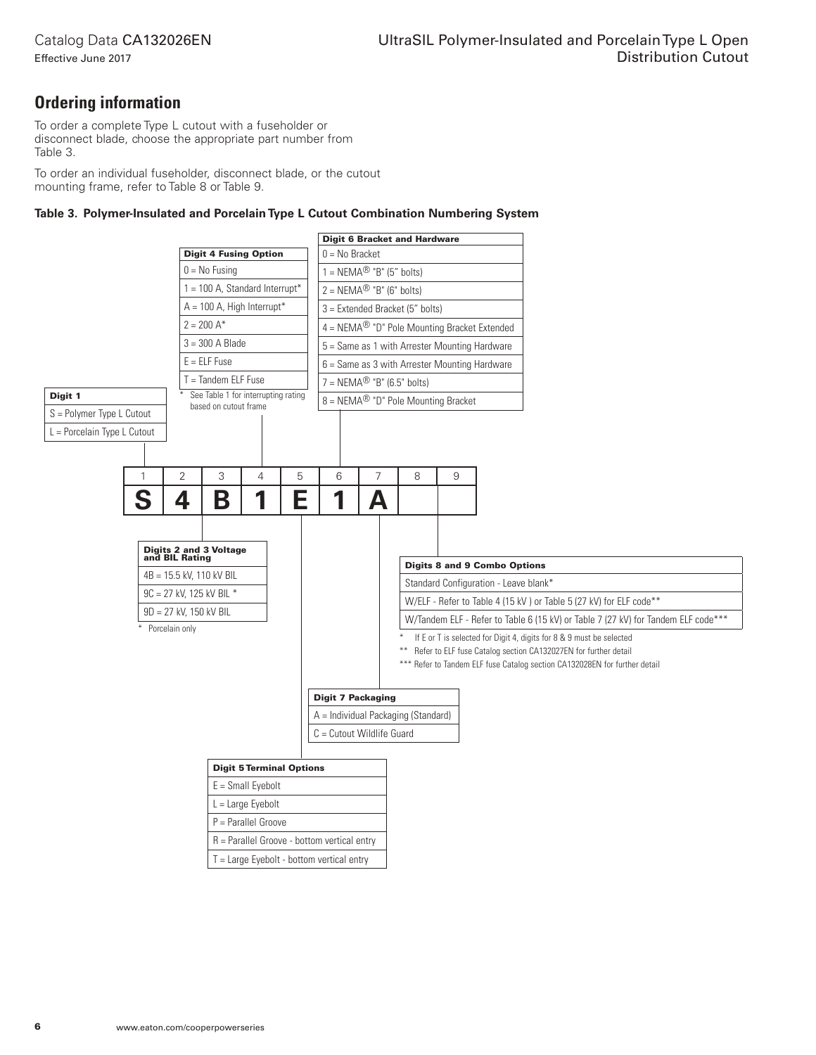## Ordering information

To order a complete Type L cutout with a fuseholder or disconnect blade, choose the appropriate part number from Table 3.

To order an individual fuseholder, disconnect blade, or the cutout mounting frame, refer to Table 8 or Table 9.

**Table 3. Polymer-Insulated and Porcelain Type L Cutout Combination Numbering System**

| 1 | 2 | 3 | 4 | 5 | 6 | 7 | 8 | 9 |
|---|---|---|---|---|---|---|---|---|
| S | 4 | B | 1 | E | 1 | A | | |

| Digit 1 |
|---|
| S = Polymer Type L Cutout |
| L = Porcelain Type L Cutout |

| Digits 2 and 3 Voltage and BIL Rating |
|---|
| 4B = 15.5 kV, 110 kV BIL |
| 9C = 27 kV, 125 kV BIL * |
| 9D = 27 kV, 150 kV BIL |

* Porcelain only

| Digit 4 Fusing Option |
|---|
| 0 = No Fusing |
| 1 = 100 A, Standard Interrupt* |
| A = 100 A, High Interrupt* |
| 2 = 200 A* |
| 3 = 300 A Blade |
| E = ELF Fuse |
| T = Tandem ELF Fuse |

* See Table 1 for interrupting rating based on cutout frame

| Digit 5 Terminal Options |
|---|
| E = Small Eyebolt |
| L = Large Eyebolt |
| P = Parallel Groove |
| R = Parallel Groove - bottom vertical entry |
| T = Large Eyebolt - bottom vertical entry |

| Digit 6 Bracket and Hardware |
|---|
| 0 = No Bracket |
| 1 = NEMA® "B" (5" bolts) |
| 2 = NEMA® "B" (6" bolts) |
| 3 = Extended Bracket (5" bolts) |
| 4 = NEMA® "D" Pole Mounting Bracket Extended |
| 5 = Same as 1 with Arrester Mounting Hardware |
| 6 = Same as 3 with Arrester Mounting Hardware |
| 7 = NEMA® "B" (6.5" bolts) |
| 8 = NEMA® "D" Pole Mounting Bracket |

| Digit 7 Packaging |
|---|
| A = Individual Packaging (Standard) |
| C = Cutout Wildlife Guard |

| Digits 8 and 9 Combo Options |
|---|
| Standard Configuration - Leave blank* |
| W/ELF - Refer to Table 4 (15 kV ) or Table 5 (27 kV) for ELF code** |
| W/Tandem ELF - Refer to Table 6 (15 kV) or Table 7 (27 kV) for Tandem ELF code*** |

* If E or T is selected for Digit 4, digits for 8 & 9 must be selected

** Refer to ELF fuse Catalog section CA132027EN for further detail

*** Refer to Tandem ELF fuse Catalog section CA132028EN for further detail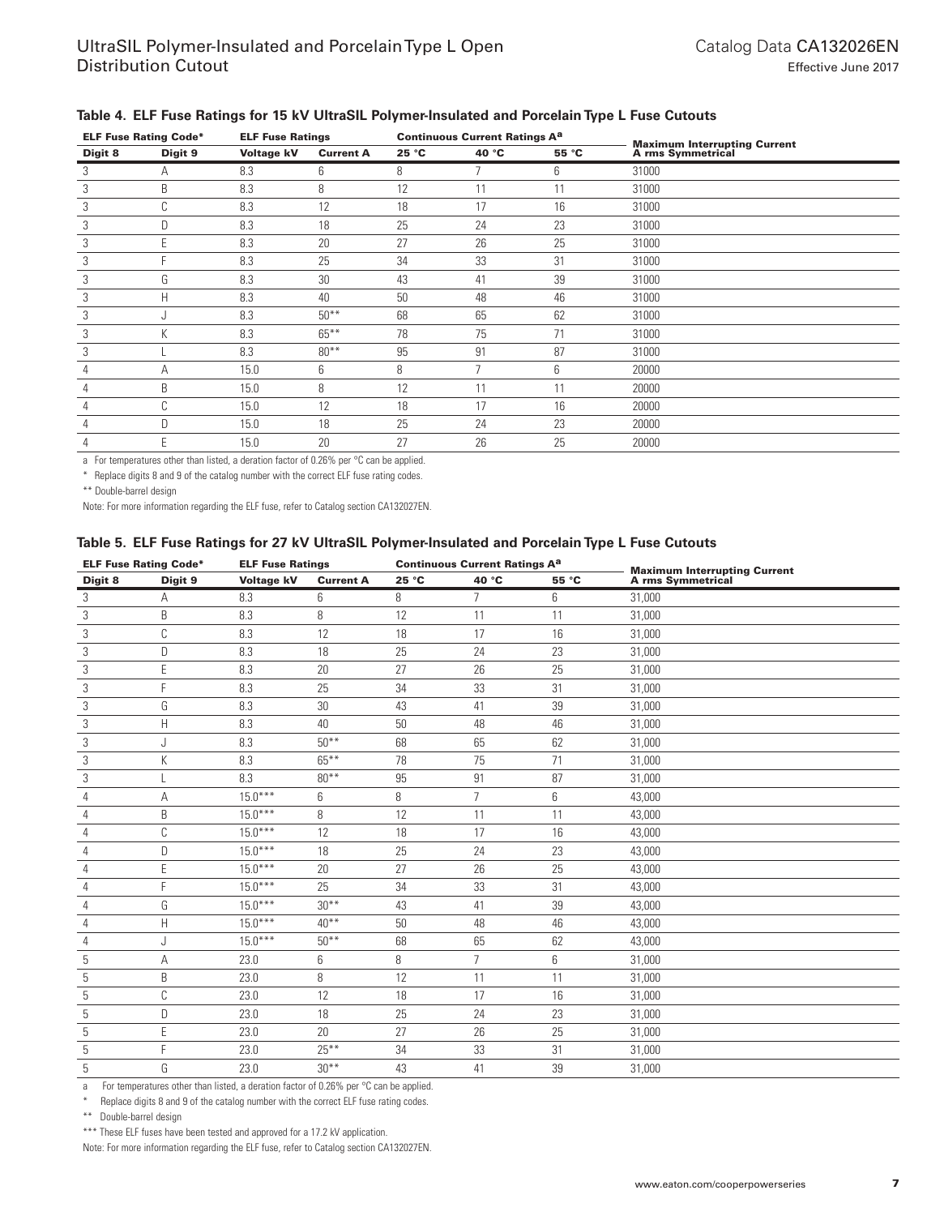**Table 4. ELF Fuse Ratings for 15 kV UltraSIL Polymer-Insulated and Porcelain Type L Fuse Cutouts**

| ELF Fuse Rating Code* | | ELF Fuse Ratings | | Continuous Current Ratings A[a] | | | Maximum Interrupting Current A rms Symmetrical |
|---|---|---|---|---|---|---|---|
| Digit 8 | Digit 9 | Voltage kV | Current A | 25 °C | 40 °C | 55 °C | |
| 3 | A | 8.3 | 6 | 8 | 7 | 6 | 31000 |
| 3 | B | 8.3 | 8 | 12 | 11 | 11 | 31000 |
| 3 | C | 8.3 | 12 | 18 | 17 | 16 | 31000 |
| 3 | D | 8.3 | 18 | 25 | 24 | 23 | 31000 |
| 3 | E | 8.3 | 20 | 27 | 26 | 25 | 31000 |
| 3 | F | 8.3 | 25 | 34 | 33 | 31 | 31000 |
| 3 | G | 8.3 | 30 | 43 | 41 | 39 | 31000 |
| 3 | H | 8.3 | 40 | 50 | 48 | 46 | 31000 |
| 3 | J | 8.3 | 50** | 68 | 65 | 62 | 31000 |
| 3 | K | 8.3 | 65** | 78 | 75 | 71 | 31000 |
| 3 | L | 8.3 | 80** | 95 | 91 | 87 | 31000 |
| 4 | A | 15.0 | 6 | 8 | 7 | 6 | 20000 |
| 4 | B | 15.0 | 8 | 12 | 11 | 11 | 20000 |
| 4 | C | 15.0 | 12 | 18 | 17 | 16 | 20000 |
| 4 | D | 15.0 | 18 | 25 | 24 | 23 | 20000 |
| 4 | E | 15.0 | 20 | 27 | 26 | 25 | 20000 |

a For temperatures other than listed, a deration factor of 0.26% per °C can be applied.

\* Replace digits 8 and 9 of the catalog number with the correct ELF fuse rating codes.

** Double-barrel design

Note: For more information regarding the ELF fuse, refer to Catalog section CA132027EN.

**Table 5. ELF Fuse Ratings for 27 kV UltraSIL Polymer-Insulated and Porcelain Type L Fuse Cutouts**

| ELF Fuse Rating Code* | | ELF Fuse Ratings | | Continuous Current Ratings A[a] | | | Maximum Interrupting Current A rms Symmetrical |
|---|---|---|---|---|---|---|---|
| Digit 8 | Digit 9 | Voltage kV | Current A | 25 °C | 40 °C | 55 °C | |
| 3 | A | 8.3 | 6 | 8 | 7 | 6 | 31,000 |
| 3 | B | 8.3 | 8 | 12 | 11 | 11 | 31,000 |
| 3 | C | 8.3 | 12 | 18 | 17 | 16 | 31,000 |
| 3 | D | 8.3 | 18 | 25 | 24 | 23 | 31,000 |
| 3 | E | 8.3 | 20 | 27 | 26 | 25 | 31,000 |
| 3 | F | 8.3 | 25 | 34 | 33 | 31 | 31,000 |
| 3 | G | 8.3 | 30 | 43 | 41 | 39 | 31,000 |
| 3 | H | 8.3 | 40 | 50 | 48 | 46 | 31,000 |
| 3 | J | 8.3 | 50** | 68 | 65 | 62 | 31,000 |
| 3 | K | 8.3 | 65** | 78 | 75 | 71 | 31,000 |
| 3 | L | 8.3 | 80** | 95 | 91 | 87 | 31,000 |
| 4 | A | 15.0*** | 6 | 8 | 7 | 6 | 43,000 |
| 4 | B | 15.0*** | 8 | 12 | 11 | 11 | 43,000 |
| 4 | C | 15.0*** | 12 | 18 | 17 | 16 | 43,000 |
| 4 | D | 15.0*** | 18 | 25 | 24 | 23 | 43,000 |
| 4 | E | 15.0*** | 20 | 27 | 26 | 25 | 43,000 |
| 4 | F | 15.0*** | 25 | 34 | 33 | 31 | 43,000 |
| 4 | G | 15.0*** | 30** | 43 | 41 | 39 | 43,000 |
| 4 | H | 15.0*** | 40** | 50 | 48 | 46 | 43,000 |
| 4 | J | 15.0*** | 50** | 68 | 65 | 62 | 43,000 |
| 5 | A | 23.0 | 6 | 8 | 7 | 6 | 31,000 |
| 5 | B | 23.0 | 8 | 12 | 11 | 11 | 31,000 |
| 5 | C | 23.0 | 12 | 18 | 17 | 16 | 31,000 |
| 5 | D | 23.0 | 18 | 25 | 24 | 23 | 31,000 |
| 5 | E | 23.0 | 20 | 27 | 26 | 25 | 31,000 |
| 5 | F | 23.0 | 25** | 34 | 33 | 31 | 31,000 |
| 5 | G | 23.0 | 30** | 43 | 41 | 39 | 31,000 |

a For temperatures other than listed, a deration factor of 0.26% per °C can be applied.

\* Replace digits 8 and 9 of the catalog number with the correct ELF fuse rating codes.

** Double-barrel design

*** These ELF fuses have been tested and approved for a 17.2 kV application.

Note: For more information regarding the ELF fuse, refer to Catalog section CA132027EN.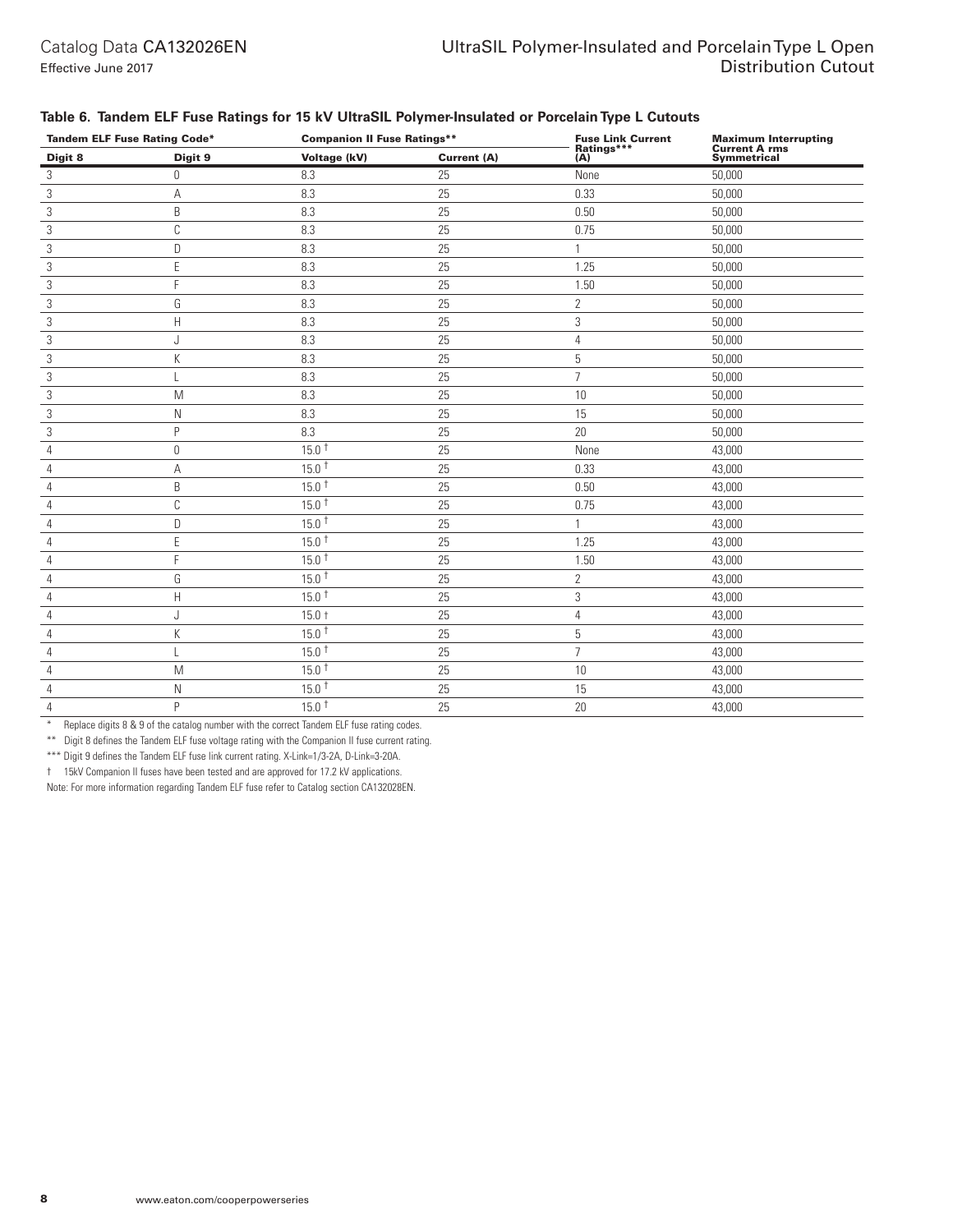### Table 6. Tandem ELF Fuse Ratings for 15 kV UltraSIL Polymer-Insulated or Porcelain Type L Cutouts

| Tandem ELF Fuse Rating Code* | | Companion II Fuse Ratings** | | Fuse Link Current Ratings*** (A) | Maximum Interrupting Current A rms Symmetrical |
|---|---|---|---|---|---|
| Digit 8 | Digit 9 | Voltage (kV) | Current (A) | | |
| 3 | 0 | 8.3 | 25 | None | 50,000 |
| 3 | A | 8.3 | 25 | 0.33 | 50,000 |
| 3 | B | 8.3 | 25 | 0.50 | 50,000 |
| 3 | C | 8.3 | 25 | 0.75 | 50,000 |
| 3 | D | 8.3 | 25 | 1 | 50,000 |
| 3 | E | 8.3 | 25 | 1.25 | 50,000 |
| 3 | F | 8.3 | 25 | 1.50 | 50,000 |
| 3 | G | 8.3 | 25 | 2 | 50,000 |
| 3 | H | 8.3 | 25 | 3 | 50,000 |
| 3 | J | 8.3 | 25 | 4 | 50,000 |
| 3 | K | 8.3 | 25 | 5 | 50,000 |
| 3 | L | 8.3 | 25 | 7 | 50,000 |
| 3 | M | 8.3 | 25 | 10 | 50,000 |
| 3 | N | 8.3 | 25 | 15 | 50,000 |
| 3 | P | 8.3 | 25 | 20 | 50,000 |
| 4 | 0 | 15.0 † | 25 | None | 43,000 |
| 4 | A | 15.0 † | 25 | 0.33 | 43,000 |
| 4 | B | 15.0 † | 25 | 0.50 | 43,000 |
| 4 | C | 15.0 † | 25 | 0.75 | 43,000 |
| 4 | D | 15.0 † | 25 | 1 | 43,000 |
| 4 | E | 15.0 † | 25 | 1.25 | 43,000 |
| 4 | F | 15.0 † | 25 | 1.50 | 43,000 |
| 4 | G | 15.0 † | 25 | 2 | 43,000 |
| 4 | H | 15.0 † | 25 | 3 | 43,000 |
| 4 | J | 15.0 † | 25 | 4 | 43,000 |
| 4 | K | 15.0 † | 25 | 5 | 43,000 |
| 4 | L | 15.0 † | 25 | 7 | 43,000 |
| 4 | M | 15.0 † | 25 | 10 | 43,000 |
| 4 | N | 15.0 † | 25 | 15 | 43,000 |
| 4 | P | 15.0 † | 25 | 20 | 43,000 |

\* Replace digits 8 & 9 of the catalog number with the correct Tandem ELF fuse rating codes.

** Digit 8 defines the Tandem ELF fuse voltage rating with the Companion II fuse current rating.

*** Digit 9 defines the Tandem ELF fuse link current rating. X-Link=1/3-2A, D-Link=3-20A.

† 15kV Companion II fuses have been tested and are approved for 17.2 kV applications.

Note: For more information regarding Tandem ELF fuse refer to Catalog section CA132028EN.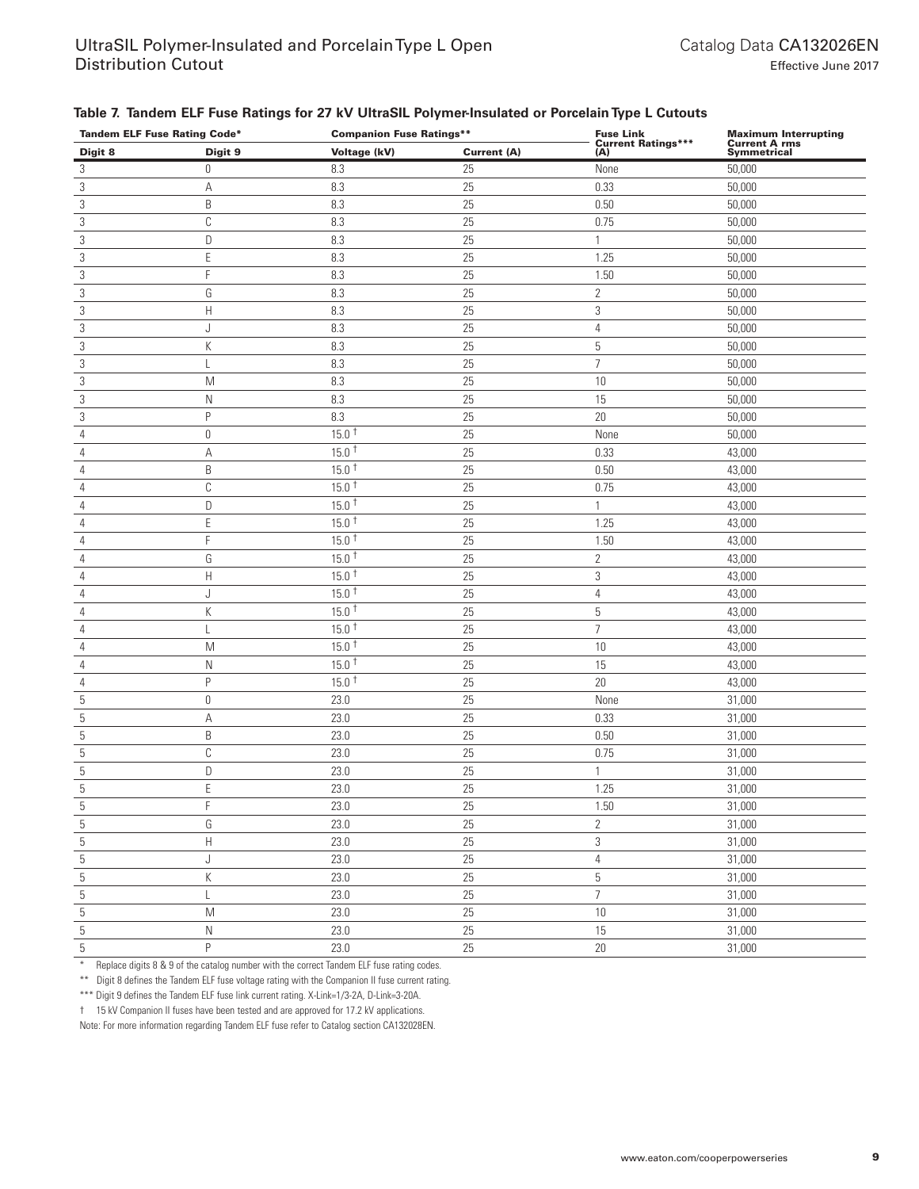**Table 7. Tandem ELF Fuse Ratings for 27 kV UltraSIL Polymer-Insulated or Porcelain Type L Cutouts**

| Tandem ELF Fuse Rating Code* | | Companion Fuse Ratings** | | Fuse Link Current Ratings*** (A) | Maximum Interrupting Current A rms Symmetrical |
|---|---|---|---|---|---|
| Digit 8 | Digit 9 | Voltage (kV) | Current (A) | | |
| 3 | 0 | 8.3 | 25 | None | 50,000 |
| 3 | A | 8.3 | 25 | 0.33 | 50,000 |
| 3 | B | 8.3 | 25 | 0.50 | 50,000 |
| 3 | C | 8.3 | 25 | 0.75 | 50,000 |
| 3 | D | 8.3 | 25 | 1 | 50,000 |
| 3 | E | 8.3 | 25 | 1.25 | 50,000 |
| 3 | F | 8.3 | 25 | 1.50 | 50,000 |
| 3 | G | 8.3 | 25 | 2 | 50,000 |
| 3 | H | 8.3 | 25 | 3 | 50,000 |
| 3 | J | 8.3 | 25 | 4 | 50,000 |
| 3 | K | 8.3 | 25 | 5 | 50,000 |
| 3 | L | 8.3 | 25 | 7 | 50,000 |
| 3 | M | 8.3 | 25 | 10 | 50,000 |
| 3 | N | 8.3 | 25 | 15 | 50,000 |
| 3 | P | 8.3 | 25 | 20 | 50,000 |
| 4 | 0 | 15.0 † | 25 | None | 50,000 |
| 4 | A | 15.0 † | 25 | 0.33 | 43,000 |
| 4 | B | 15.0 † | 25 | 0.50 | 43,000 |
| 4 | C | 15.0 † | 25 | 0.75 | 43,000 |
| 4 | D | 15.0 † | 25 | 1 | 43,000 |
| 4 | E | 15.0 † | 25 | 1.25 | 43,000 |
| 4 | F | 15.0 † | 25 | 1.50 | 43,000 |
| 4 | G | 15.0 † | 25 | 2 | 43,000 |
| 4 | H | 15.0 † | 25 | 3 | 43,000 |
| 4 | J | 15.0 † | 25 | 4 | 43,000 |
| 4 | K | 15.0 † | 25 | 5 | 43,000 |
| 4 | L | 15.0 † | 25 | 7 | 43,000 |
| 4 | M | 15.0 † | 25 | 10 | 43,000 |
| 4 | N | 15.0 † | 25 | 15 | 43,000 |
| 4 | P | 15.0 † | 25 | 20 | 43,000 |
| 5 | 0 | 23.0 | 25 | None | 31,000 |
| 5 | A | 23.0 | 25 | 0.33 | 31,000 |
| 5 | B | 23.0 | 25 | 0.50 | 31,000 |
| 5 | C | 23.0 | 25 | 0.75 | 31,000 |
| 5 | D | 23.0 | 25 | 1 | 31,000 |
| 5 | E | 23.0 | 25 | 1.25 | 31,000 |
| 5 | F | 23.0 | 25 | 1.50 | 31,000 |
| 5 | G | 23.0 | 25 | 2 | 31,000 |
| 5 | H | 23.0 | 25 | 3 | 31,000 |
| 5 | J | 23.0 | 25 | 4 | 31,000 |
| 5 | K | 23.0 | 25 | 5 | 31,000 |
| 5 | L | 23.0 | 25 | 7 | 31,000 |
| 5 | M | 23.0 | 25 | 10 | 31,000 |
| 5 | N | 23.0 | 25 | 15 | 31,000 |
| 5 | P | 23.0 | 25 | 20 | 31,000 |

\* Replace digits 8 & 9 of the catalog number with the correct Tandem ELF fuse rating codes.

** Digit 8 defines the Tandem ELF fuse voltage rating with the Companion II fuse current rating.

*** Digit 9 defines the Tandem ELF fuse link current rating. X-Link=1/3-2A, D-Link=3-20A.

† 15 kV Companion II fuses have been tested and are approved for 17.2 kV applications.

Note: For more information regarding Tandem ELF fuse refer to Catalog section CA132028EN.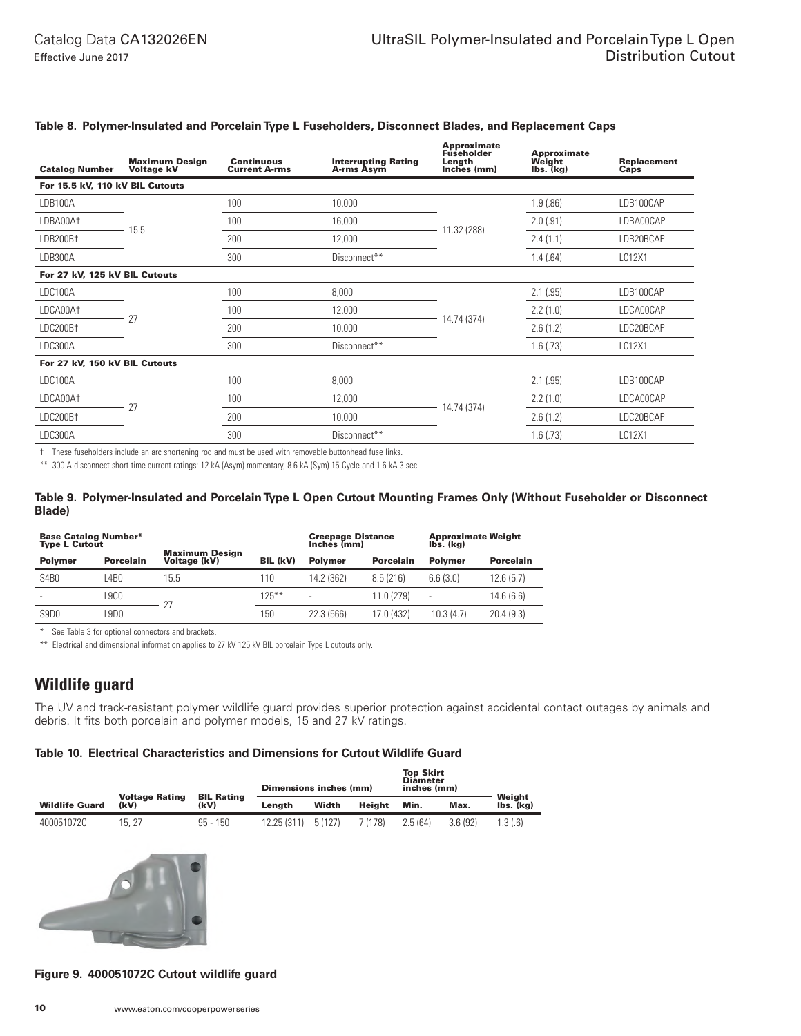### Table 8. Polymer-Insulated and Porcelain Type L Fuseholders, Disconnect Blades, and Replacement Caps

| Catalog Number | Maximum Design Voltage kV | Continuous Current A-rms | Interrupting Rating A-rms Asym | Approximate Fuseholder Length Inches (mm) | Approximate Weight lbs. (kg) | Replacement Caps |
|---|---|---|---|---|---|---|
| **For 15.5 kV, 110 kV BIL Cutouts** | | | | | | |
| LDB100A | 15.5 | 100 | 10,000 | 11.32 (288) | 1.9 (.86) | LDB100CAP |
| LDBA00A† | | 100 | 16,000 | | 2.0 (.91) | LDBA00CAP |
| LDB200B† | | 200 | 12,000 | | 2.4 (1.1) | LDB20BCAP |
| LDB300A | | 300 | Disconnect** | | 1.4 (.64) | LC12X1 |
| **For 27 kV, 125 kV BIL Cutouts** | | | | | | |
| LDC100A | 27 | 100 | 8,000 | 14.74 (374) | 2.1 (.95) | LDB100CAP |
| LDCA00A† | | 100 | 12,000 | | 2.2 (1.0) | LDCA00CAP |
| LDC200B† | | 200 | 10,000 | | 2.6 (1.2) | LDC20BCAP |
| LDC300A | | 300 | Disconnect** | | 1.6 (.73) | LC12X1 |
| **For 27 kV, 150 kV BIL Cutouts** | | | | | | |
| LDC100A | 27 | 100 | 8,000 | 14.74 (374) | 2.1 (.95) | LDB100CAP |
| LDCA00A† | | 100 | 12,000 | | 2.2 (1.0) | LDCA00CAP |
| LDC200B† | | 200 | 10,000 | | 2.6 (1.2) | LDC20BCAP |
| LDC300A | | 300 | Disconnect** | | 1.6 (.73) | LC12X1 |

† These fuseholders include an arc shortening rod and must be used with removable buttonhead fuse links.

** 300 A disconnect short time current ratings: 12 kA (Asym) momentary, 8.6 kA (Sym) 15-Cycle and 1.6 kA 3 sec.

### Table 9. Polymer-Insulated and Porcelain Type L Open Cutout Mounting Frames Only (Without Fuseholder or Disconnect Blade)

| Base Catalog Number* Type L Cutout | | Maximum Design Voltage (kV) | BIL (kV) | Creepage Distance Inches (mm) | | Approximate Weight lbs. (kg) | |
|---|---|---|---|---|---|---|---|
| **Polymer** | **Porcelain** | | | **Polymer** | **Porcelain** | **Polymer** | **Porcelain** |
| S4B0 | L4B0 | 15.5 | 110 | 14.2 (362) | 8.5 (216) | 6.6 (3.0) | 12.6 (5.7) |
| - | L9C0 | 27 | 125** | - | 11.0 (279) | - | 14.6 (6.6) |
| S9D0 | L9D0 | | 150 | 22.3 (566) | 17.0 (432) | 10.3 (4.7) | 20.4 (9.3) |

* See Table 3 for optional connectors and brackets.

** Electrical and dimensional information applies to 27 kV 125 kV BIL porcelain Type L cutouts only.

## Wildlife guard

The UV and track-resistant polymer wildlife guard provides superior protection against accidental contact outages by animals and debris. It fits both porcelain and polymer models, 15 and 27 kV ratings.

### Table 10. Electrical Characteristics and Dimensions for Cutout Wildlife Guard

| Wildlife Guard | Voltage Rating (kV) | BIL Rating (kV) | Dimensions inches (mm) | | | Top Skirt Diameter inches (mm) | | Weight lbs. (kg) |
|---|---|---|---|---|---|---|---|---|
| | | | Length | Width | Height | Min. | Max. | |
| 400051072C | 15, 27 | 95 - 150 | 12.25 (311) | 5 (127) | 7 (178) | 2.5 (64) | 3.6 (92) | 1.3 (.6) |

Figure 9. 400051072C Cutout wildlife guard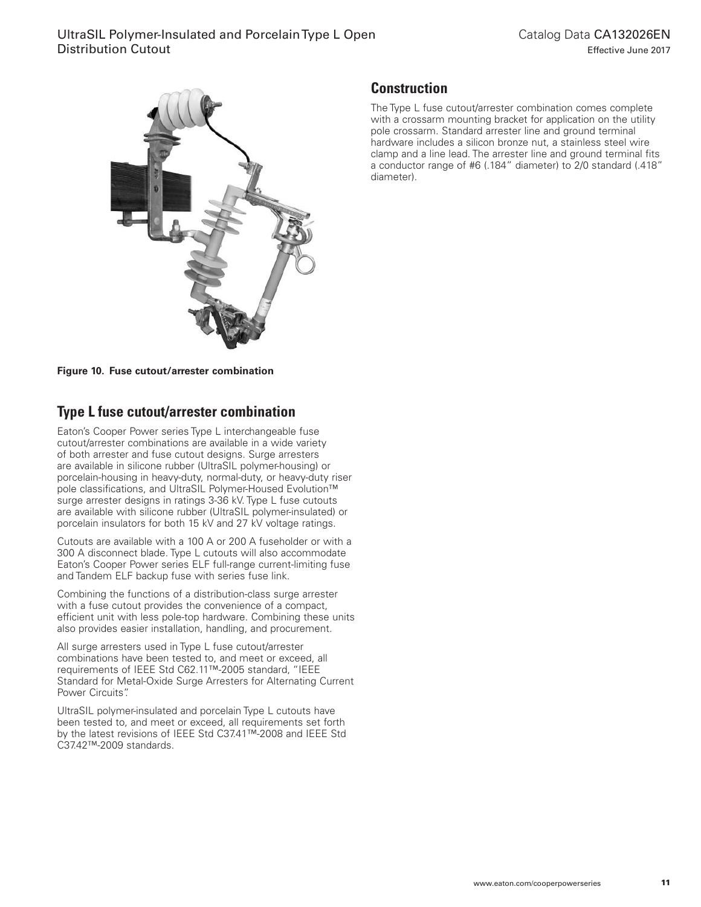**Figure 10. Fuse cutout/arrester combination**

## Type L fuse cutout/arrester combination

Eaton's Cooper Power series Type L interchangeable fuse cutout/arrester combinations are available in a wide variety of both arrester and fuse cutout designs. Surge arresters are available in silicone rubber (UltraSIL polymer-housing) or porcelain-housing in heavy-duty, normal-duty, or heavy-duty riser pole classifications, and UltraSIL Polymer-Housed Evolution™ surge arrester designs in ratings 3-36 kV. Type L fuse cutouts are available with silicone rubber (UltraSIL polymer-insulated) or porcelain insulators for both 15 kV and 27 kV voltage ratings.

Cutouts are available with a 100 A or 200 A fuseholder or with a 300 A disconnect blade. Type L cutouts will also accommodate Eaton's Cooper Power series ELF full-range current-limiting fuse and Tandem ELF backup fuse with series fuse link.

Combining the functions of a distribution-class surge arrester with a fuse cutout provides the convenience of a compact, efficient unit with less pole-top hardware. Combining these units also provides easier installation, handling, and procurement.

All surge arresters used in Type L fuse cutout/arrester combinations have been tested to, and meet or exceed, all requirements of IEEE Std C62.11™-2005 standard, "IEEE Standard for Metal-Oxide Surge Arresters for Alternating Current Power Circuits".

UltraSIL polymer-insulated and porcelain Type L cutouts have been tested to, and meet or exceed, all requirements set forth by the latest revisions of IEEE Std C37.41™-2008 and IEEE Std C37.42™-2009 standards.

## Construction

The Type L fuse cutout/arrester combination comes complete with a crossarm mounting bracket for application on the utility pole crossarm. Standard arrester line and ground terminal hardware includes a silicon bronze nut, a stainless steel wire clamp and a line lead. The arrester line and ground terminal fits a conductor range of #6 (.184" diameter) to 2/0 standard (.418" diameter).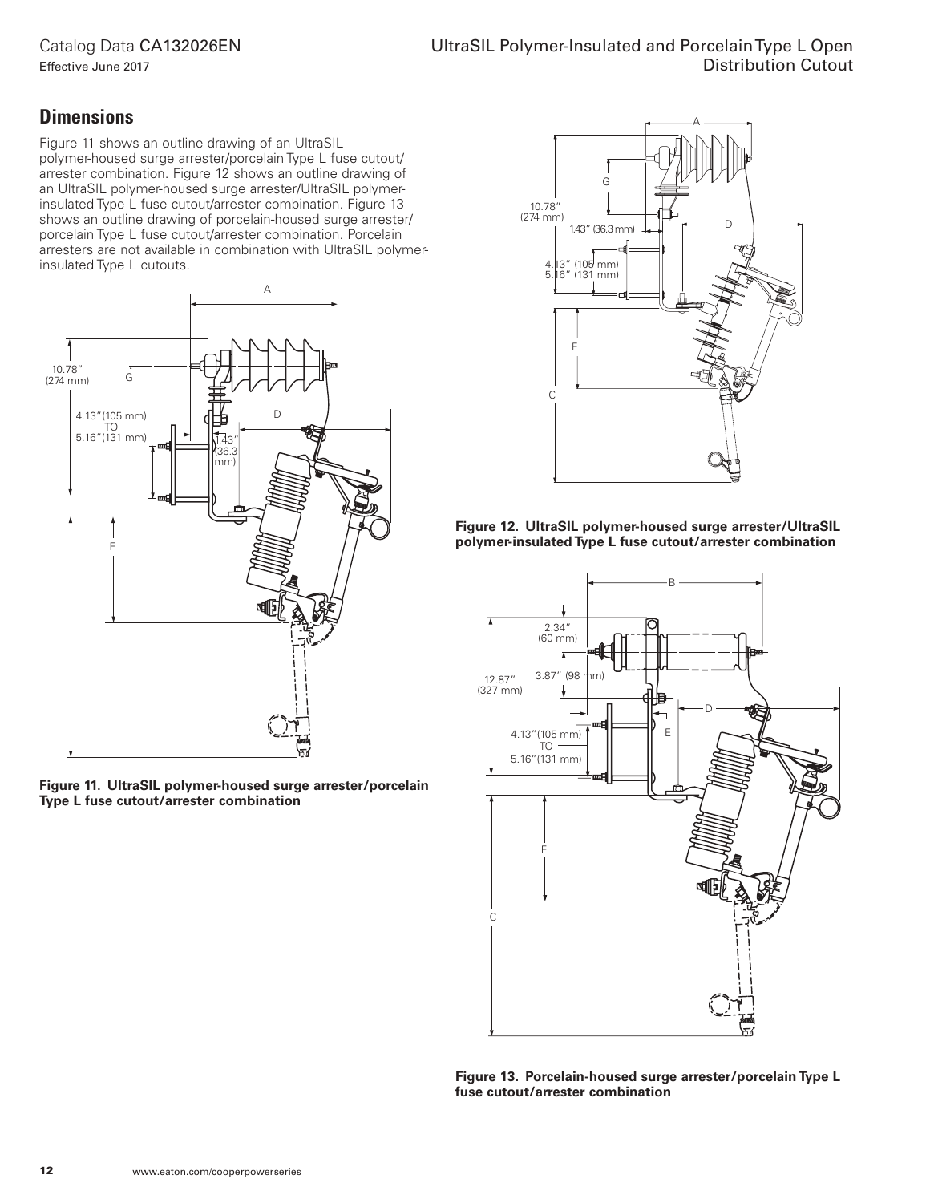## Dimensions

Figure 11 shows an outline drawing of an UltraSIL polymer-housed surge arrester/porcelain Type L fuse cutout/arrester combination. Figure 12 shows an outline drawing of an UltraSIL polymer-housed surge arrester/UltraSIL polymer-insulated Type L fuse cutout/arrester combination. Figure 13 shows an outline drawing of porcelain-housed surge arrester/porcelain Type L fuse cutout/arrester combination. Porcelain arresters are not available in combination with UltraSIL polymer-insulated Type L cutouts.

**Figure 11. UltraSIL polymer-housed surge arrester/porcelain Type L fuse cutout/arrester combination**

**Figure 12. UltraSIL polymer-housed surge arrester/UltraSIL polymer-insulated Type L fuse cutout/arrester combination**

**Figure 13. Porcelain-housed surge arrester/porcelain Type L fuse cutout/arrester combination**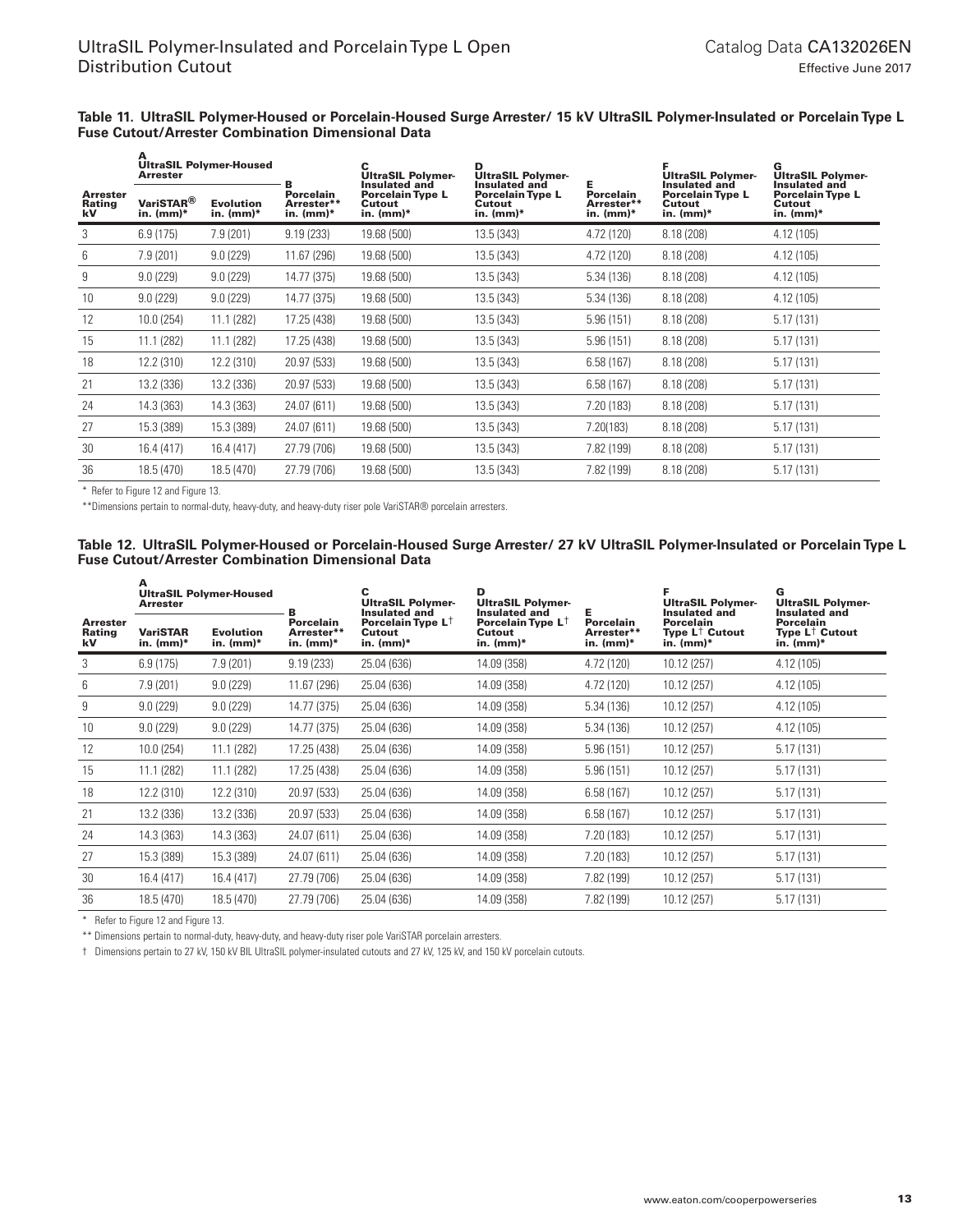**Table 11. UltraSIL Polymer-Housed or Porcelain-Housed Surge Arrester/ 15 kV UltraSIL Polymer-Insulated or Porcelain Type L Fuse Cutout/Arrester Combination Dimensional Data**

| Arrester Rating kV | A UltraSIL Polymer-Housed Arrester VariSTAR® in. (mm)* | A UltraSIL Polymer-Housed Arrester Evolution in. (mm)* | B Porcelain Arrester** in. (mm)* | C UltraSIL Polymer-Insulated and Porcelain Type L Cutout in. (mm)* | D UltraSIL Polymer-Insulated and Porcelain Type L Cutout in. (mm)* | E Porcelain Arrester** in. (mm)* | F UltraSIL Polymer-Insulated and Porcelain Type L Cutout in. (mm)* | G UltraSIL Polymer-Insulated and Porcelain Type L Cutout in. (mm)* |
|---|---|---|---|---|---|---|---|---|
| 3 | 6.9 (175) | 7.9 (201) | 9.19 (233) | 19.68 (500) | 13.5 (343) | 4.72 (120) | 8.18 (208) | 4.12 (105) |
| 6 | 7.9 (201) | 9.0 (229) | 11.67 (296) | 19.68 (500) | 13.5 (343) | 4.72 (120) | 8.18 (208) | 4.12 (105) |
| 9 | 9.0 (229) | 9.0 (229) | 14.77 (375) | 19.68 (500) | 13.5 (343) | 5.34 (136) | 8.18 (208) | 4.12 (105) |
| 10 | 9.0 (229) | 9.0 (229) | 14.77 (375) | 19.68 (500) | 13.5 (343) | 5.34 (136) | 8.18 (208) | 4.12 (105) |
| 12 | 10.0 (254) | 11.1 (282) | 17.25 (438) | 19.68 (500) | 13.5 (343) | 5.96 (151) | 8.18 (208) | 5.17 (131) |
| 15 | 11.1 (282) | 11.1 (282) | 17.25 (438) | 19.68 (500) | 13.5 (343) | 5.96 (151) | 8.18 (208) | 5.17 (131) |
| 18 | 12.2 (310) | 12.2 (310) | 20.97 (533) | 19.68 (500) | 13.5 (343) | 6.58 (167) | 8.18 (208) | 5.17 (131) |
| 21 | 13.2 (336) | 13.2 (336) | 20.97 (533) | 19.68 (500) | 13.5 (343) | 6.58 (167) | 8.18 (208) | 5.17 (131) |
| 24 | 14.3 (363) | 14.3 (363) | 24.07 (611) | 19.68 (500) | 13.5 (343) | 7.20 (183) | 8.18 (208) | 5.17 (131) |
| 27 | 15.3 (389) | 15.3 (389) | 24.07 (611) | 19.68 (500) | 13.5 (343) | 7.20(183) | 8.18 (208) | 5.17 (131) |
| 30 | 16.4 (417) | 16.4 (417) | 27.79 (706) | 19.68 (500) | 13.5 (343) | 7.82 (199) | 8.18 (208) | 5.17 (131) |
| 36 | 18.5 (470) | 18.5 (470) | 27.79 (706) | 19.68 (500) | 13.5 (343) | 7.82 (199) | 8.18 (208) | 5.17 (131) |

\* Refer to Figure 12 and Figure 13.

**Dimensions pertain to normal-duty, heavy-duty, and heavy-duty riser pole VariSTAR® porcelain arresters.

**Table 12. UltraSIL Polymer-Housed or Porcelain-Housed Surge Arrester/ 27 kV UltraSIL Polymer-Insulated or Porcelain Type L Fuse Cutout/Arrester Combination Dimensional Data**

| Arrester Rating kV | A UltraSIL Polymer-Housed Arrester VariSTAR in. (mm)* | A UltraSIL Polymer-Housed Arrester Evolution in. (mm)* | B Porcelain Arrester** in. (mm)* | C UltraSIL Polymer-Insulated and Porcelain Type L† Cutout in. (mm)* | D UltraSIL Polymer-Insulated and Porcelain Type L† Cutout in. (mm)* | E Porcelain Arrester** in. (mm)* | F UltraSIL Polymer-Insulated and Porcelain Type L† Cutout in. (mm)* | G UltraSIL Polymer-Insulated and Porcelain Type L† Cutout in. (mm)* |
|---|---|---|---|---|---|---|---|---|
| 3 | 6.9 (175) | 7.9 (201) | 9.19 (233) | 25.04 (636) | 14.09 (358) | 4.72 (120) | 10.12 (257) | 4.12 (105) |
| 6 | 7.9 (201) | 9.0 (229) | 11.67 (296) | 25.04 (636) | 14.09 (358) | 4.72 (120) | 10.12 (257) | 4.12 (105) |
| 9 | 9.0 (229) | 9.0 (229) | 14.77 (375) | 25.04 (636) | 14.09 (358) | 5.34 (136) | 10.12 (257) | 4.12 (105) |
| 10 | 9.0 (229) | 9.0 (229) | 14.77 (375) | 25.04 (636) | 14.09 (358) | 5.34 (136) | 10.12 (257) | 4.12 (105) |
| 12 | 10.0 (254) | 11.1 (282) | 17.25 (438) | 25.04 (636) | 14.09 (358) | 5.96 (151) | 10.12 (257) | 5.17 (131) |
| 15 | 11.1 (282) | 11.1 (282) | 17.25 (438) | 25.04 (636) | 14.09 (358) | 5.96 (151) | 10.12 (257) | 5.17 (131) |
| 18 | 12.2 (310) | 12.2 (310) | 20.97 (533) | 25.04 (636) | 14.09 (358) | 6.58 (167) | 10.12 (257) | 5.17 (131) |
| 21 | 13.2 (336) | 13.2 (336) | 20.97 (533) | 25.04 (636) | 14.09 (358) | 6.58 (167) | 10.12 (257) | 5.17 (131) |
| 24 | 14.3 (363) | 14.3 (363) | 24.07 (611) | 25.04 (636) | 14.09 (358) | 7.20 (183) | 10.12 (257) | 5.17 (131) |
| 27 | 15.3 (389) | 15.3 (389) | 24.07 (611) | 25.04 (636) | 14.09 (358) | 7.20 (183) | 10.12 (257) | 5.17 (131) |
| 30 | 16.4 (417) | 16.4 (417) | 27.79 (706) | 25.04 (636) | 14.09 (358) | 7.82 (199) | 10.12 (257) | 5.17 (131) |
| 36 | 18.5 (470) | 18.5 (470) | 27.79 (706) | 25.04 (636) | 14.09 (358) | 7.82 (199) | 10.12 (257) | 5.17 (131) |

\* Refer to Figure 12 and Figure 13.

** Dimensions pertain to normal-duty, heavy-duty, and heavy-duty riser pole VariSTAR porcelain arresters.

† Dimensions pertain to 27 kV, 150 kV BIL UltraSIL polymer-insulated cutouts and 27 kV, 125 kV, and 150 kV porcelain cutouts.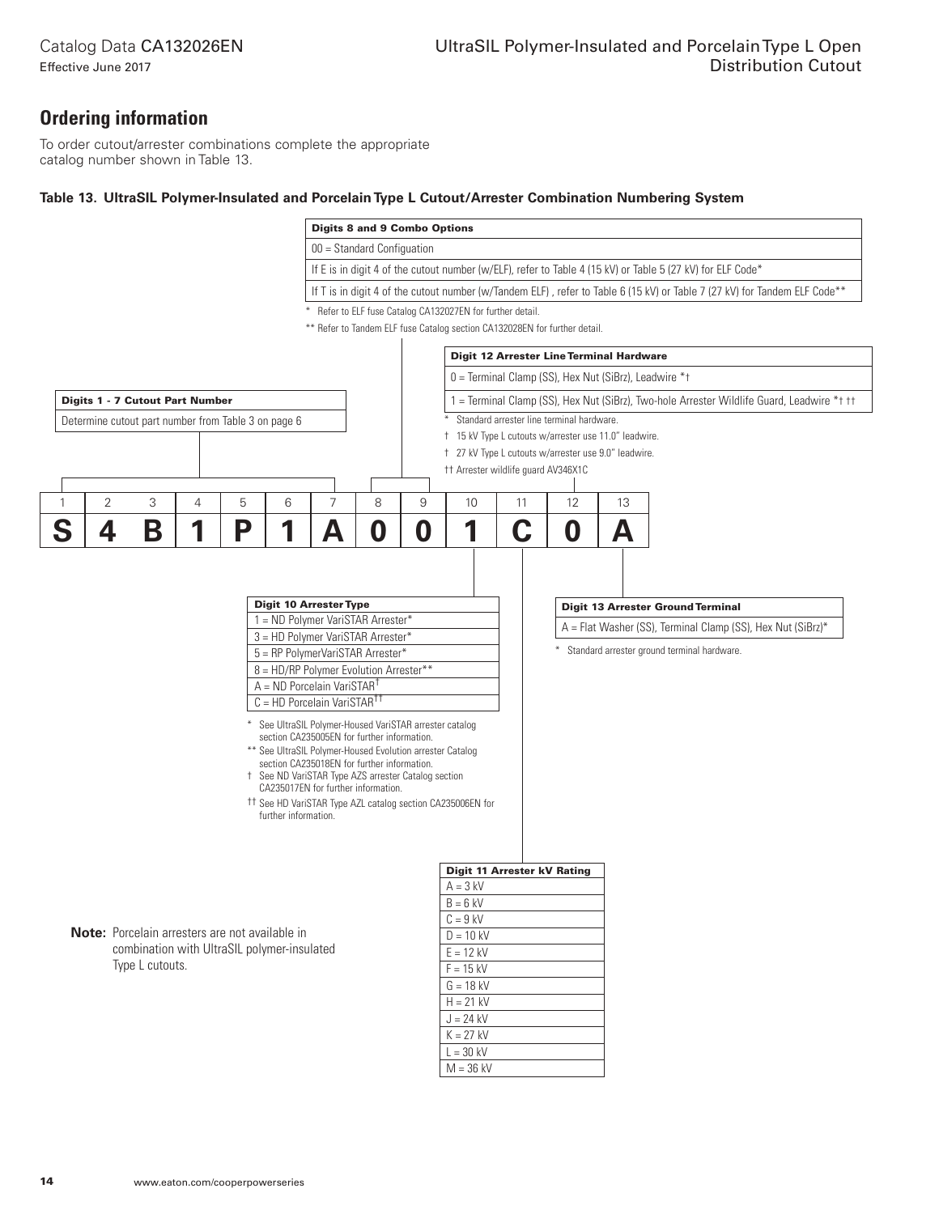## Ordering information

To order cutout/arrester combinations complete the appropriate catalog number shown in Table 13.

### Table 13. UltraSIL Polymer-Insulated and Porcelain Type L Cutout/Arrester Combination Numbering System

| 1 | 2 | 3 | 4 | 5 | 6 | 7 | 8 | 9 | 10 | 11 | 12 | 13 |
|---|---|---|---|---|---|---|---|---|---|---|---|---|
| **S** | **4** | **B** | **1** | **P** | **1** | **A** | **0** | **0** | **1** | **C** | **0** | **A** |

| Digits 1 - 7 Cutout Part Number |
|---|
| Determine cutout part number from Table 3 on page 6 |

| Digits 8 and 9 Combo Options |
|---|
| 00 = Standard Configuation |
| If E is in digit 4 of the cutout number (w/ELF), refer to Table 4 (15 kV) or Table 5 (27 kV) for ELF Code* |
| If T is in digit 4 of the cutout number (w/Tandem ELF) , refer to Table 6 (15 kV) or Table 7 (27 kV) for Tandem ELF Code** |

\* Refer to ELF fuse Catalog CA132027EN for further detail.

** Refer to Tandem ELF fuse Catalog section CA132028EN for further detail.

| Digit 10 Arrester Type |
|---|
| 1 = ND Polymer VariSTAR Arrester* |
| 3 = HD Polymer VariSTAR Arrester* |
| 5 = RP PolymerVariSTAR Arrester* |
| 8 = HD/RP Polymer Evolution Arrester** |
| A = ND Porcelain VariSTAR† |
| C = HD Porcelain VariSTAR†† |

\* See UltraSIL Polymer-Housed VariSTAR arrester catalog section CA235005EN for further information.

** See UltraSIL Polymer-Housed Evolution arrester Catalog section CA235018EN for further information.

† See ND VariSTAR Type AZS arrester Catalog section CA235017EN for further information.

†† See HD VariSTAR Type AZL catalog section CA235006EN for further information.

| Digit 11 Arrester kV Rating |
|---|
| A = 3 kV |
| B = 6 kV |
| C = 9 kV |
| D = 10 kV |
| E = 12 kV |
| F = 15 kV |
| G = 18 kV |
| H = 21 kV |
| J = 24 kV |
| K = 27 kV |
| L = 30 kV |
| M = 36 kV |

| Digit 12 Arrester Line Terminal Hardware |
|---|
| 0 = Terminal Clamp (SS), Hex Nut (SiBrz), Leadwire *† |
| 1 = Terminal Clamp (SS), Hex Nut (SiBrz), Two-hole Arrester Wildlife Guard, Leadwire *† †† |

\* Standard arrester line terminal hardware.

† 15 kV Type L cutouts w/arrester use 11.0" leadwire.

† 27 kV Type L cutouts w/arrester use 9.0" leadwire.

†† Arrester wildlife guard AV346X1C

| Digit 13 Arrester Ground Terminal |
|---|
| A = Flat Washer (SS), Terminal Clamp (SS), Hex Nut (SiBrz)* |

\* Standard arrester ground terminal hardware.

**Note:** Porcelain arresters are not available in combination with UltraSIL polymer-insulated Type L cutouts.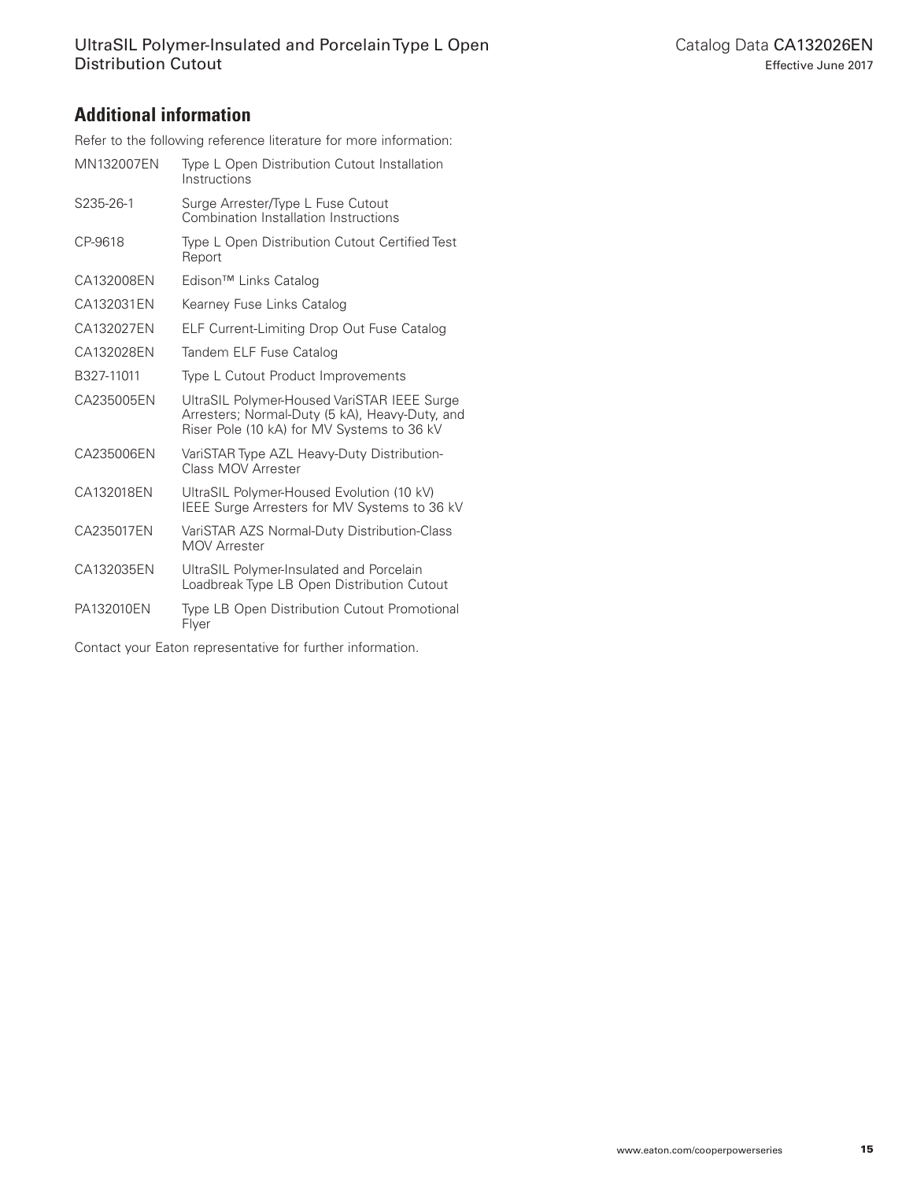## Additional information

Refer to the following reference literature for more information:

| | |
|---|---|
| MN132007EN | Type L Open Distribution Cutout Installation Instructions |
| S235-26-1 | Surge Arrester/Type L Fuse Cutout Combination Installation Instructions |
| CP-9618 | Type L Open Distribution Cutout Certified Test Report |
| CA132008EN | Edison™ Links Catalog |
| CA132031EN | Kearney Fuse Links Catalog |
| CA132027EN | ELF Current-Limiting Drop Out Fuse Catalog |
| CA132028EN | Tandem ELF Fuse Catalog |
| B327-11011 | Type L Cutout Product Improvements |
| CA235005EN | UltraSIL Polymer-Housed VariSTAR IEEE Surge Arresters; Normal-Duty (5 kA), Heavy-Duty, and Riser Pole (10 kA) for MV Systems to 36 kV |
| CA235006EN | VariSTAR Type AZL Heavy-Duty Distribution-Class MOV Arrester |
| CA132018EN | UltraSIL Polymer-Housed Evolution (10 kV) IEEE Surge Arresters for MV Systems to 36 kV |
| CA235017EN | VariSTAR AZS Normal-Duty Distribution-Class MOV Arrester |
| CA132035EN | UltraSIL Polymer-Insulated and Porcelain Loadbreak Type LB Open Distribution Cutout |
| PA132010EN | Type LB Open Distribution Cutout Promotional Flyer |

Contact your Eaton representative for further information.